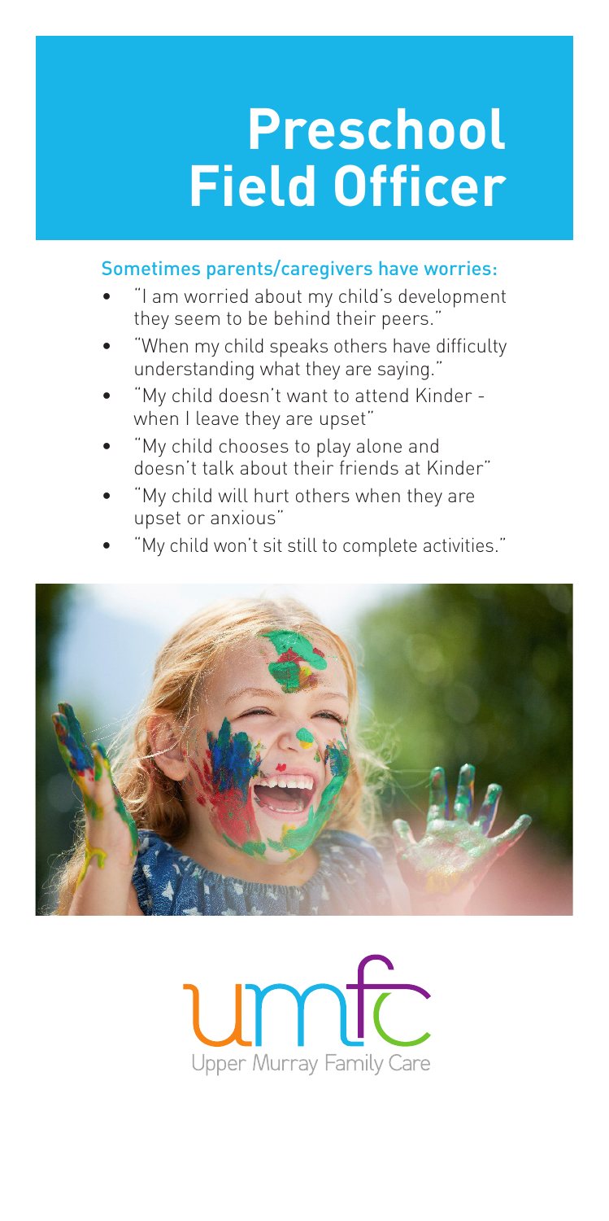# Preschool Field Officer

## Sometimes parents/caregivers have worries:

- "I am worried about my child's development they seem to be behind their peers."
- "When my child speaks others have difficulty understanding what they are saying."
- "My child doesn't want to attend Kinder - when I leave they are upset"
- "My child chooses to play alone and doesn't talk about their friends at Kinder"
- "My child will hurt others when they are upset or anxious"
- "My child won't sit still to complete activities."

umfc

Upper Murray Family Care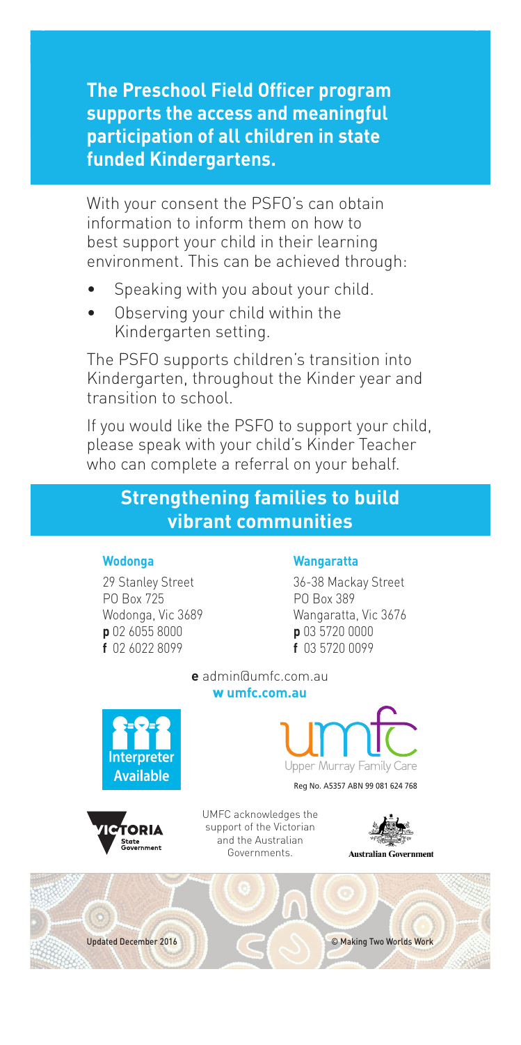**The Preschool Field Officer program supports the access and meaningful participation of all children in state funded Kindergartens.**

With your consent the PSFO's can obtain information to inform them on how to best support your child in their learning environment. This can be achieved through:

- Speaking with you about your child.
- Observing your child within the Kindergarten setting.

The PSFO supports children's transition into Kindergarten, throughout the Kinder year and transition to school.

If you would like the PSFO to support your child, please speak with your child's Kinder Teacher who can complete a referral on your behalf.

## Strengthening families to build vibrant communities

**Wodonga**

29 Stanley Street
PO Box 725
Wodonga, Vic 3689
**p** 02 6055 8000
**f** 02 6022 8099

**Wangaratta**

36-38 Mackay Street
PO Box 389
Wangaratta, Vic 3676
**p** 03 5720 0000
**f** 03 5720 0099

**e** admin@umfc.com.au
**w umfc.com.au**

Interpreter Available

umfc Upper Murray Family Care

Reg No. A5357 ABN 99 081 624 768

VICTORIA State Government

UMFC acknowledges the support of the Victorian and the Australian Governments.

Australian Government

Updated December 2016

© Making Two Worlds Work